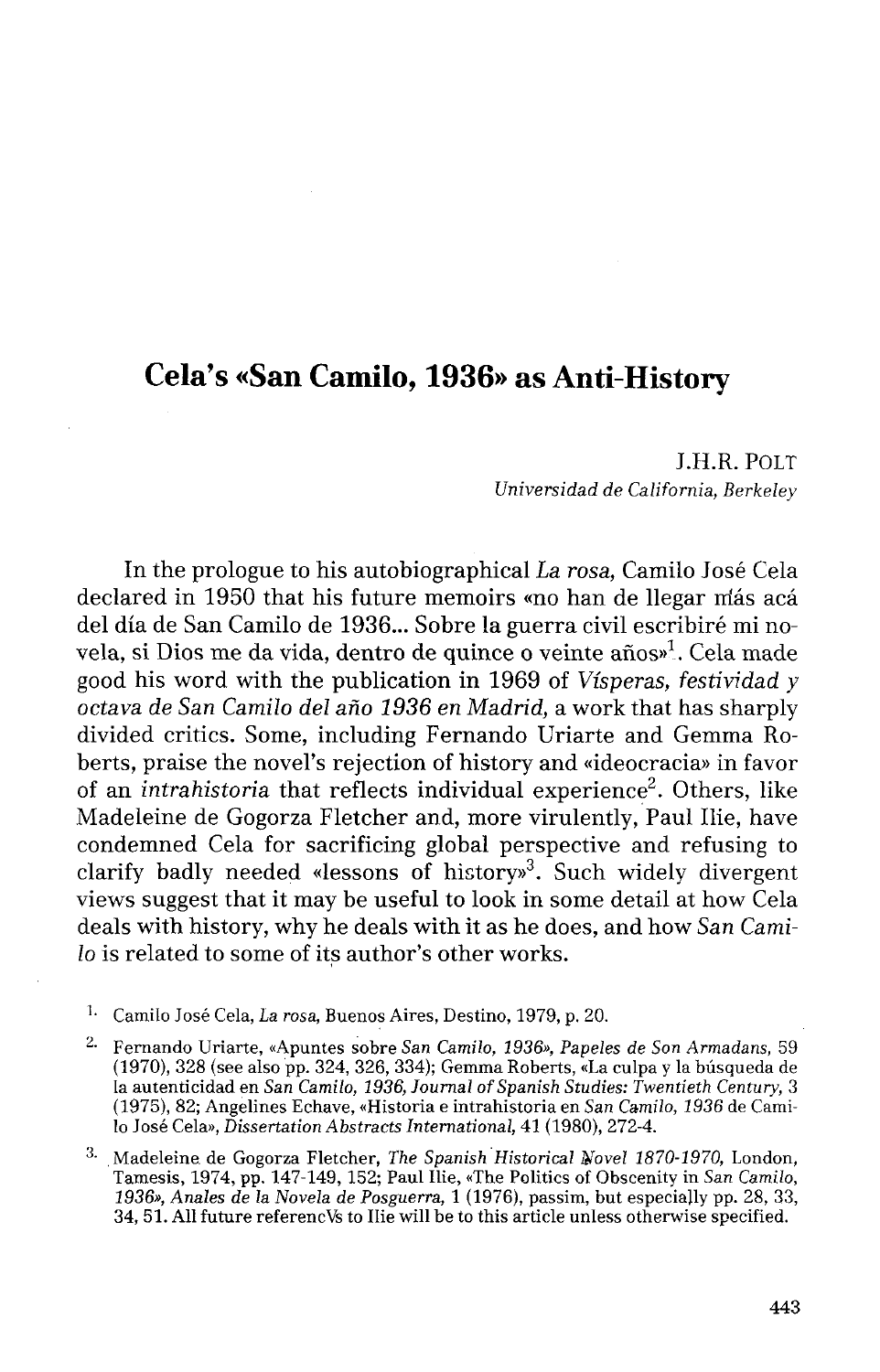# Cela's «San Camilo, 1936» as Anti-History

J.H.R. POLT

*Universidad de California, Berkeley*

In the prologue to his autobiographical *La rosa*, Camilo José Cela declared in 1950 that his future memoirs «no han de llegar más acá del día de San Camilo de 1936... Sobre la guerra civil escribiré mi novela, si Dios me da vida, dentro de quince o veinte años»[1]. Cela made good his word with the publication in 1969 of *Vísperas, festividad y octava de San Camilo del año 1936 en Madrid*, a work that has sharply divided critics. Some, including Fernando Uriarte and Gemma Roberts, praise the novel's rejection of history and «ideocracia» in favor of an *intrahistoria* that reflects individual experience[2]. Others, like Madeleine de Gogorza Fletcher and, more virulently, Paul Ilie, have condemned Cela for sacrificing global perspective and refusing to clarify badly needed «lessons of history»[3]. Such widely divergent views suggest that it may be useful to look in some detail at how Cela deals with history, why he deals with it as he does, and how *San Camilo* is related to some of its author's other works.

1. Camilo José Cela, *La rosa*, Buenos Aires, Destino, 1979, p. 20.

2. Fernando Uriarte, «Apuntes sobre *San Camilo, 1936*», *Papeles de Son Armadans*, 59 (1970), 328 (see also pp. 324, 326, 334); Gemma Roberts, «La culpa y la búsqueda de la autenticidad en *San Camilo, 1936*, *Journal of Spanish Studies: Twentieth Century*, 3 (1975), 82; Angelines Echave, «Historia e intrahistoria en *San Camilo, 1936* de Camilo José Cela», *Dissertation Abstracts International*, 41 (1980), 272-4.

3. Madeleine de Gogorza Fletcher, *The Spanish Historical Novel 1870-1970*, London, Tamesis, 1974, pp. 147-149, 152; Paul Ilie, «The Politics of Obscenity in *San Camilo, 1936*», *Anales de la Novela de Posguerra*, 1 (1976), passim, but especially pp. 28, 33, 34, 51. All future referencVs to Ilie will be to this article unless otherwise specified.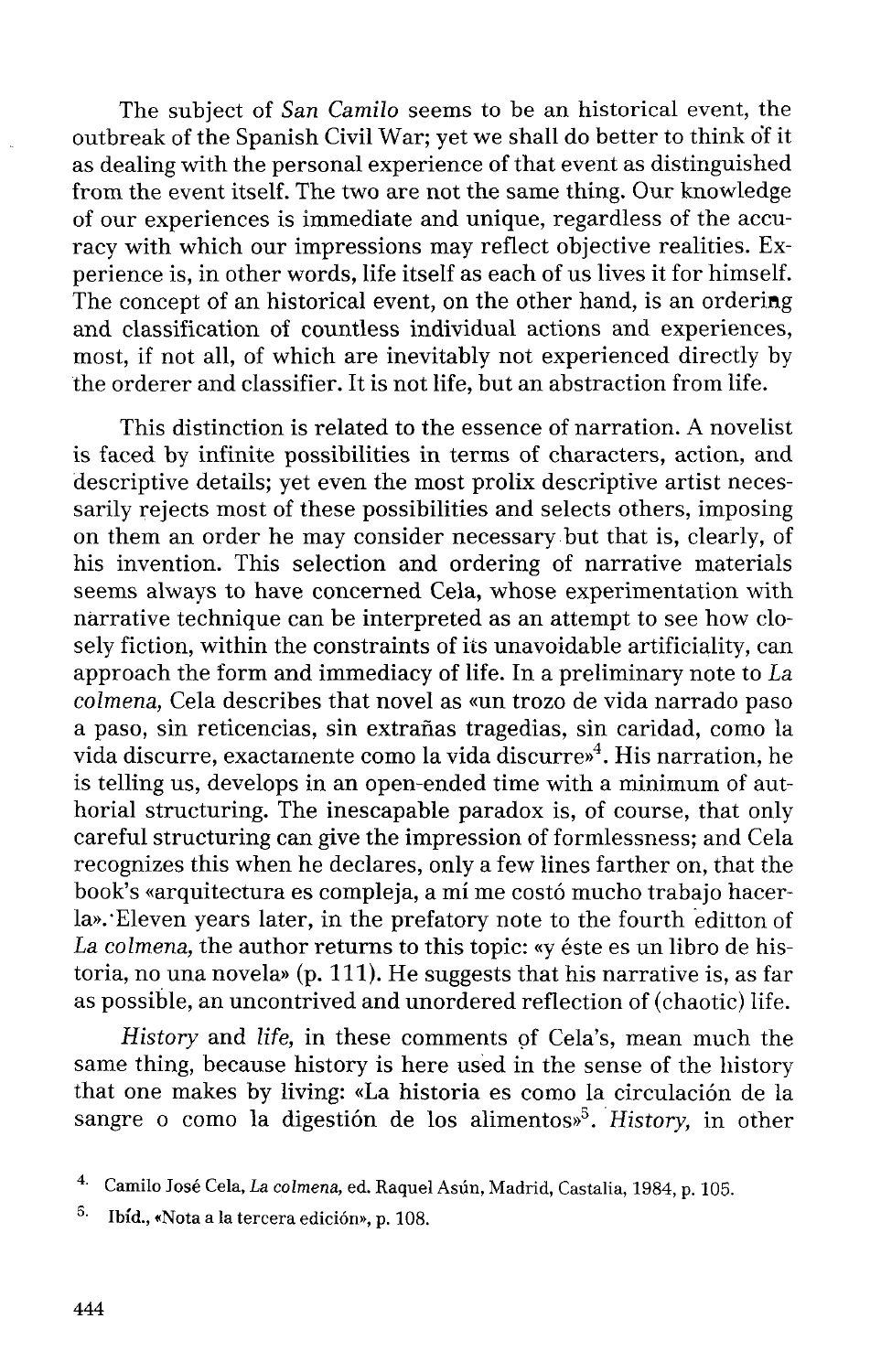The subject of *San Camilo* seems to be an historical event, the outbreak of the Spanish Civil War; yet we shall do better to think of it as dealing with the personal experience of that event as distinguished from the event itself. The two are not the same thing. Our knowledge of our experiences is immediate and unique, regardless of the accuracy with which our impressions may reflect objective realities. Experience is, in other words, life itself as each of us lives it for himself. The concept of an historical event, on the other hand, is an ordering and classification of countless individual actions and experiences, most, if not all, of which are inevitably not experienced directly by the orderer and classifier. It is not life, but an abstraction from life.

This distinction is related to the essence of narration. A novelist is faced by infinite possibilities in terms of characters, action, and descriptive details; yet even the most prolix descriptive artist necessarily rejects most of these possibilities and selects others, imposing on them an order he may consider necessary but that is, clearly, of his invention. This selection and ordering of narrative materials seems always to have concerned Cela, whose experimentation with narrative technique can be interpreted as an attempt to see how closely fiction, within the constraints of its unavoidable artificiality, can approach the form and immediacy of life. In a preliminary note to *La colmena,* Cela describes that novel as «un trozo de vida narrado paso a paso, sin reticencias, sin extrañas tragedias, sin caridad, como la vida discurre, exactamente como la vida discurre»[4]. His narration, he is telling us, develops in an open-ended time with a minimum of authorial structuring. The inescapable paradox is, of course, that only careful structuring can give the impression of formlessness; and Cela recognizes this when he declares, only a few lines farther on, that the book's «arquitectura es compleja, a mí me costó mucho trabajo hacerla». Eleven years later, in the prefatory note to the fourth editton of *La colmena,* the author returns to this topic: «y éste es un libro de historia, no una novela» (p. 111). He suggests that his narrative is, as far as possible, an uncontrived and unordered reflection of (chaotic) life.

*History* and *life*, in these comments of Cela's, mean much the same thing, because history is here used in the sense of the history that one makes by living: «La historia es como la circulación de la sangre o como la digestión de los alimentos»[5]. *History,* in other

[4] Camilo José Cela, *La colmena,* ed. Raquel Asún, Madrid, Castalia, 1984, p. 105.

[5] Ibíd., «Nota a la tercera edición», p. 108.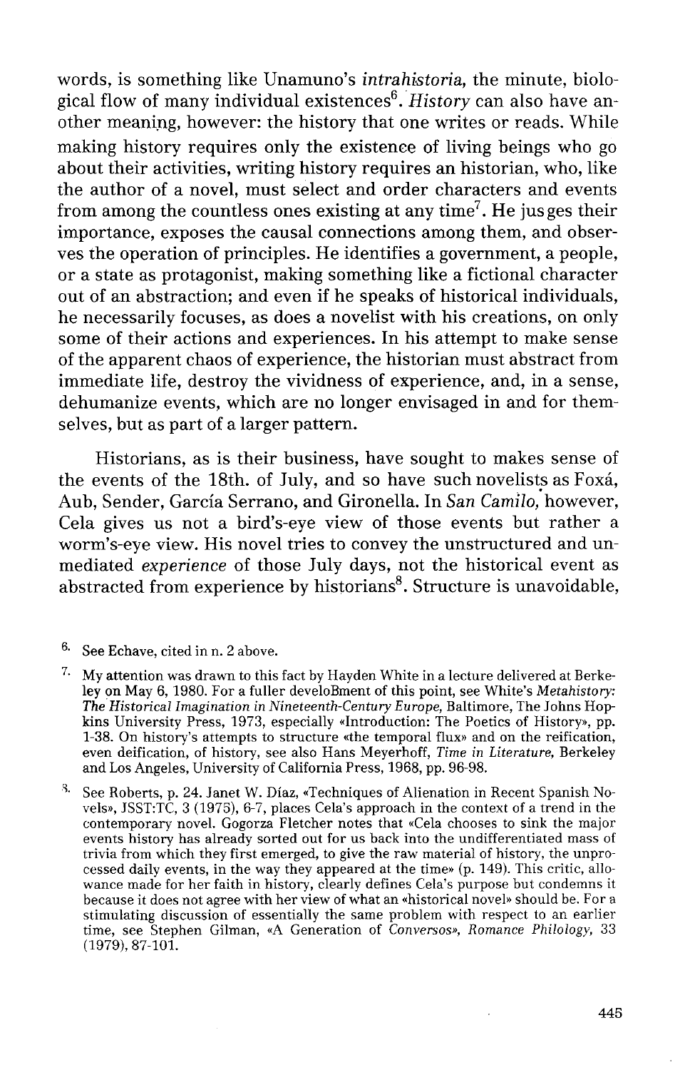words, is something like Unamuno's *intrahistoria*, the minute, biological flow of many individual existences[6]. *History* can also have another meaning, however: the history that one writes or reads. While making history requires only the existence of living beings who go about their activities, writing history requires an historian, who, like the author of a novel, must select and order characters and events from among the countless ones existing at any time[7]. He jusges their importance, exposes the causal connections among them, and observes the operation of principles. He identifies a government, a people, or a state as protagonist, making something like a fictional character out of an abstraction; and even if he speaks of historical individuals, he necessarily focuses, as does a novelist with his creations, on only some of their actions and experiences. In his attempt to make sense of the apparent chaos of experience, the historian must abstract from immediate life, destroy the vividness of experience, and, in a sense, dehumanize events, which are no longer envisaged in and for themselves, but as part of a larger pattern.

Historians, as is their business, have sought to makes sense of the events of the 18th. of July, and so have such novelists as Foxá, Aub, Sender, García Serrano, and Gironella. In *San Camilo,* however, Cela gives us not a bird's-eye view of those events but rather a worm's-eye view. His novel tries to convey the unstructured and unmediated *experience* of those July days, not the historical event as abstracted from experience by historians[8]. Structure is unavoidable,

6. See Echave, cited in n. 2 above.

7. My attention was drawn to this fact by Hayden White in a lecture delivered at Berkeley on May 6, 1980. For a fuller develoBment of this point, see White's *Metahistory: The Historical Imagination in Nineteenth-Century Europe,* Baltimore, The Johns Hopkins University Press, 1973, especially «Introduction: The Poetics of History», pp. 1-38. On history's attempts to structure «the temporal flux» and on the reification, even deification, of history, see also Hans Meyerhoff, *Time in Literature,* Berkeley and Los Angeles, University of California Press, 1968, pp. 96-98.

8. See Roberts, p. 24. Janet W. Díaz, «Techniques of Alienation in Recent Spanish Novels», JSST:TC, 3 (1975), 6-7, places Cela's approach in the context of a trend in the contemporary novel. Gogorza Fletcher notes that «Cela chooses to sink the major events history has already sorted out for us back into the undifferentiated mass of trivia from which they first emerged, to give the raw material of history, the unprocessed daily events, in the way they appeared at the time» (p. 149). This critic, allowance made for her faith in history, clearly defines Cela's purpose but condemns it because it does not agree with her view of what an «historical novel» should be. For a stimulating discussion of essentially the same problem with respect to an earlier time, see Stephen Gilman, «A Generation of *Conversos*», *Romance Philology,* 33 (1979), 87-101.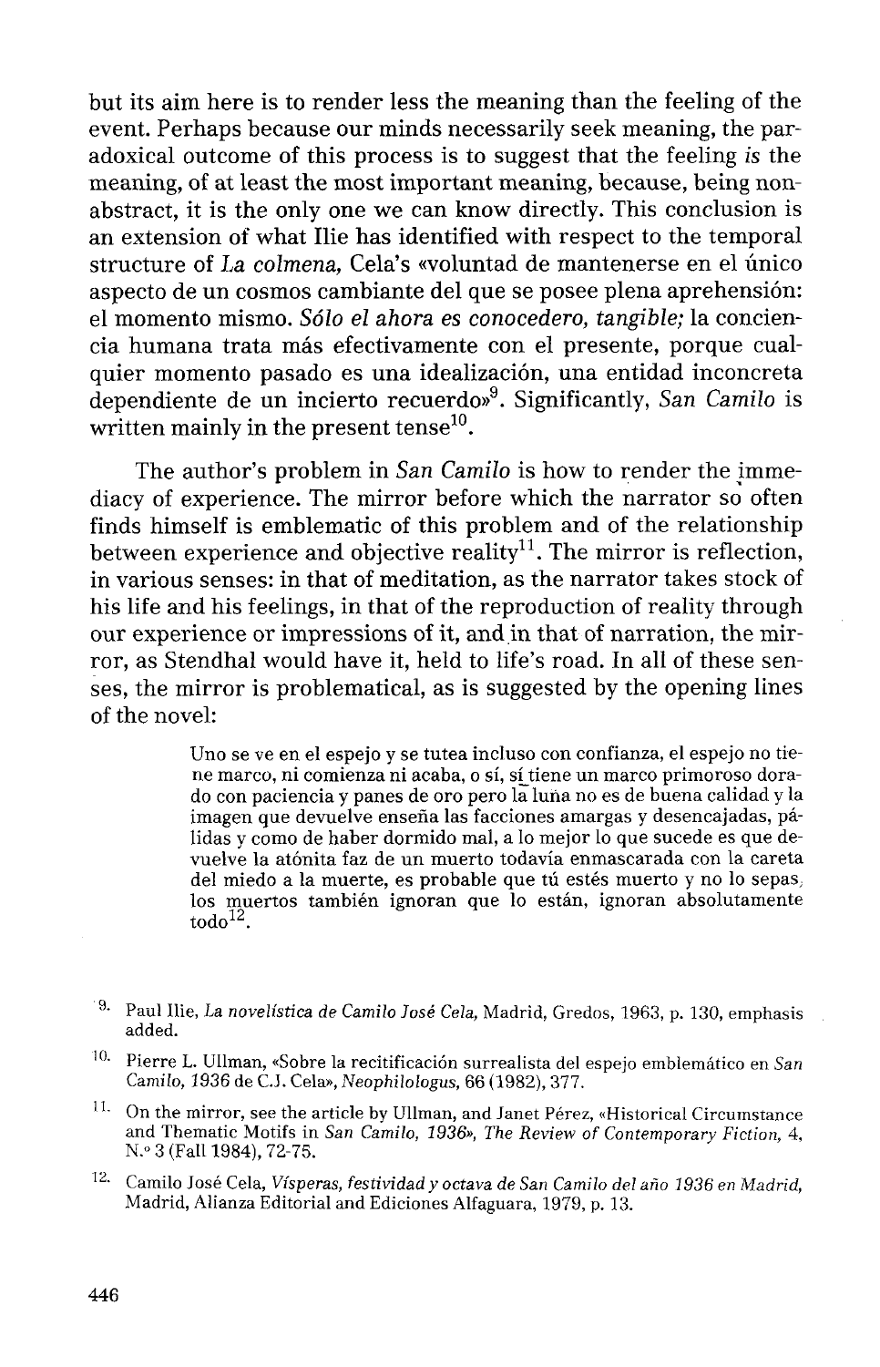but its aim here is to render less the meaning than the feeling of the event. Perhaps because our minds necessarily seek meaning, the paradoxical outcome of this process is to suggest that the feeling *is* the meaning, of at least the most important meaning, because, being non-abstract, it is the only one we can know directly. This conclusion is an extension of what Ilie has identified with respect to the temporal structure of *La colmena,* Cela's «voluntad de mantenerse en el único aspecto de un cosmos cambiante del que se posee plena aprehensión: el momento mismo. *Sólo el ahora es conocedero, tangible;* la conciencia humana trata más efectivamente con el presente, porque cualquier momento pasado es una idealización, una entidad inconcreta dependiente de un incierto recuerdo»[9]. Significantly, *San Camilo* is written mainly in the present tense[10].

The author's problem in *San Camilo* is how to render the immediacy of experience. The mirror before which the narrator so often finds himself is emblematic of this problem and of the relationship between experience and objective reality[11]. The mirror is reflection, in various senses: in that of meditation, as the narrator takes stock of his life and his feelings, in that of the reproduction of reality through our experience or impressions of it, and in that of narration, the mirror, as Stendhal would have it, held to life's road. In all of these senses, the mirror is problematical, as is suggested by the opening lines of the novel:

> Uno se ve en el espejo y se tutea incluso con confianza, el espejo no tiene marco, ni comienza ni acaba, o sí, sí tiene un marco primoroso dorado con paciencia y panes de oro pero la luna no es de buena calidad y la imagen que devuelve enseña las facciones amargas y desencajadas, pálidas y como de haber dormido mal, a lo mejor lo que sucede es que devuelve la atónita faz de un muerto todavía enmascarada con la careta del miedo a la muerte, es probable que tú estés muerto y no lo sepas, los muertos también ignoran que lo están, ignoran absolutamente todo[12].

9. Paul Ilie, *La novelística de Camilo José Cela,* Madrid, Gredos, 1963, p. 130, emphasis added.

10. Pierre L. Ullman, «Sobre la recitificación surrealista del espejo emblemático en *San Camilo, 1936* de C.J. Cela», *Neophilologus,* 66 (1982), 377.

11. On the mirror, see the article by Ullman, and Janet Pérez, «Historical Circumstance and Thematic Motifs in *San Camilo, 1936*», *The Review of Contemporary Fiction,* 4, N.º 3 (Fall 1984), 72-75.

12. Camilo José Cela, *Vísperas, festividad y octava de San Camilo del año 1936 en Madrid,* Madrid, Alianza Editorial and Ediciones Alfaguara, 1979, p. 13.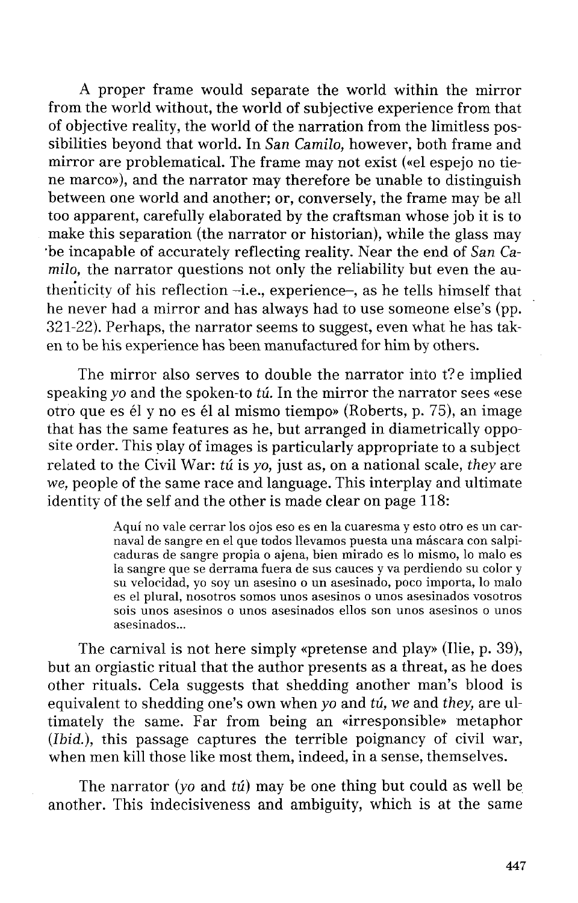A proper frame would separate the world within the mirror from the world without, the world of subjective experience from that of objective reality, the world of the narration from the limitless possibilities beyond that world. In *San Camilo,* however, both frame and mirror are problematical. The frame may not exist («el espejo no tiene marco»), and the narrator may therefore be unable to distinguish between one world and another; or, conversely, the frame may be all too apparent, carefully elaborated by the craftsman whose job it is to make this separation (the narrator or historian), while the glass may be incapable of accurately reflecting reality. Near the end of *San Camilo,* the narrator questions not only the reliability but even the authenticity of his reflection –i.e., experience–, as he tells himself that he never had a mirror and has always had to use someone else's (pp. 321-22). Perhaps, the narrator seems to suggest, even what he has taken to be his experience has been manufactured for him by others.

The mirror also serves to double the narrator into t?e implied speaking *yo* and the spoken-to *tú.* In the mirror the narrator sees «ese otro que es él y no es él al mismo tiempo» (Roberts, p. 75), an image that has the same features as he, but arranged in diametrically opposite order. This play of images is particularly appropriate to a subject related to the Civil War: *tú* is *yo,* just as, on a national scale, *they* are *we,* people of the same race and language. This interplay and ultimate identity of the self and the other is made clear on page 118:

> Aquí no vale cerrar los ojos eso es en la cuaresma y esto otro es un carnaval de sangre en el que todos llevamos puesta una máscara con salpicaduras de sangre propia o ajena, bien mirado es lo mismo, lo malo es la sangre que se derrama fuera de sus cauces y va perdiendo su color y su velocidad, yo soy un asesino o un asesinado, poco importa, lo malo es el plural, nosotros somos unos asesinos o unos asesinados vosotros sois unos asesinos o unos asesinados ellos son unos asesinos o unos asesinados...

The carnival is not here simply «pretense and play» (Ilie, p. 39), but an orgiastic ritual that the author presents as a threat, as he does other rituals. Cela suggests that shedding another man's blood is equivalent to shedding one's own when *yo* and *tú, we* and *they,* are ultimately the same. Far from being an «irresponsible» metaphor (*Ibid.*), this passage captures the terrible poignancy of civil war, when men kill those like most them, indeed, in a sense, themselves.

The narrator (*yo* and *tú*) may be one thing but could as well be another. This indecisiveness and ambiguity, which is at the same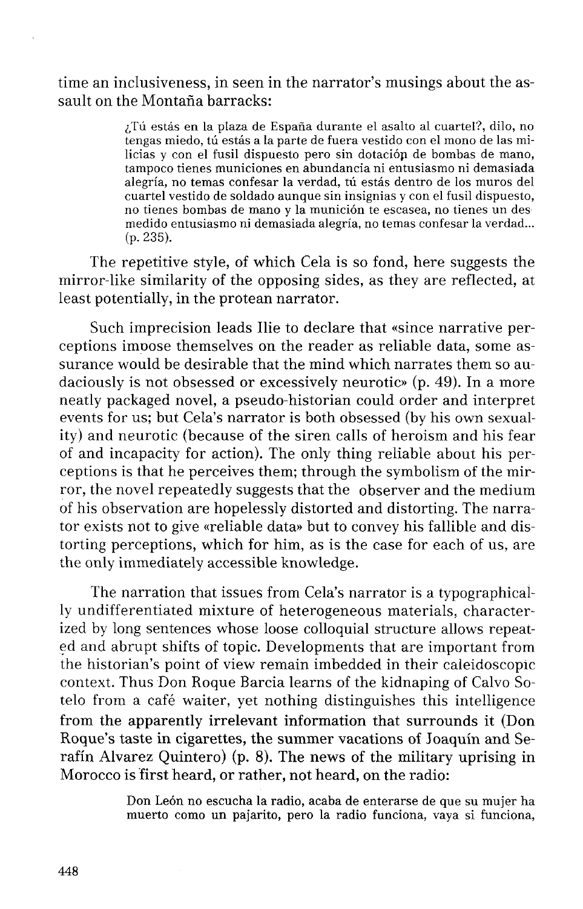time an inclusiveness, in seen in the narrator's musings about the assault on the Montaña barracks:

> ¿Tú estás en la plaza de España durante el asalto al cuartel?, dilo, no tengas miedo, tú estás a la parte de fuera vestido con el mono de las milicias y con el fusil dispuesto pero sin dotación de bombas de mano, tampoco tienes municiones en abundancia ni entusiasmo ni demasiada alegría, no temas confesar la verdad, tú estás dentro de los muros del cuartel vestido de soldado aunque sin insignias y con el fusil dispuesto, no tienes bombas de mano y la munición te escasea, no tienes un desmedido entusiasmo ni demasiada alegría, no temas confesar la verdad... (p. 235).

The repetitive style, of which Cela is so fond, here suggests the mirror-like similarity of the opposing sides, as they are reflected, at least potentially, in the protean narrator.

Such imprecision leads Ilie to declare that «since narrative perceptions impose themselves on the reader as reliable data, some assurance would be desirable that the mind which narrates them so audaciously is not obsessed or excessively neurotic» (p. 49). In a more neatly packaged novel, a pseudo-historian could order and interpret events for us; but Cela's narrator is both obsessed (by his own sexuality) and neurotic (because of the siren calls of heroism and his fear of and incapacity for action). The only thing reliable about his perceptions is that he perceives them; through the symbolism of the mirror, the novel repeatedly suggests that the observer and the medium of his observation are hopelessly distorted and distorting. The narrator exists not to give «reliable data» but to convey his fallible and distorting perceptions, which for him, as is the case for each of us, are the only immediately accessible knowledge.

The narration that issues from Cela's narrator is a typographically undifferentiated mixture of heterogeneous materials, characterized by long sentences whose loose colloquial structure allows repeated and abrupt shifts of topic. Developments that are important from the historian's point of view remain imbedded in their caleidoscopic context. Thus Don Roque Barcia learns of the kidnaping of Calvo Sotelo from a café waiter, yet nothing distinguishes this intelligence from the apparently irrelevant information that surrounds it (Don Roque's taste in cigarettes, the summer vacations of Joaquín and Serafín Alvarez Quintero) (p. 8). The news of the military uprising in Morocco is first heard, or rather, not heard, on the radio:

> Don León no escucha la radio, acaba de enterarse de que su mujer ha muerto como un pajarito, pero la radio funciona, vaya si funciona,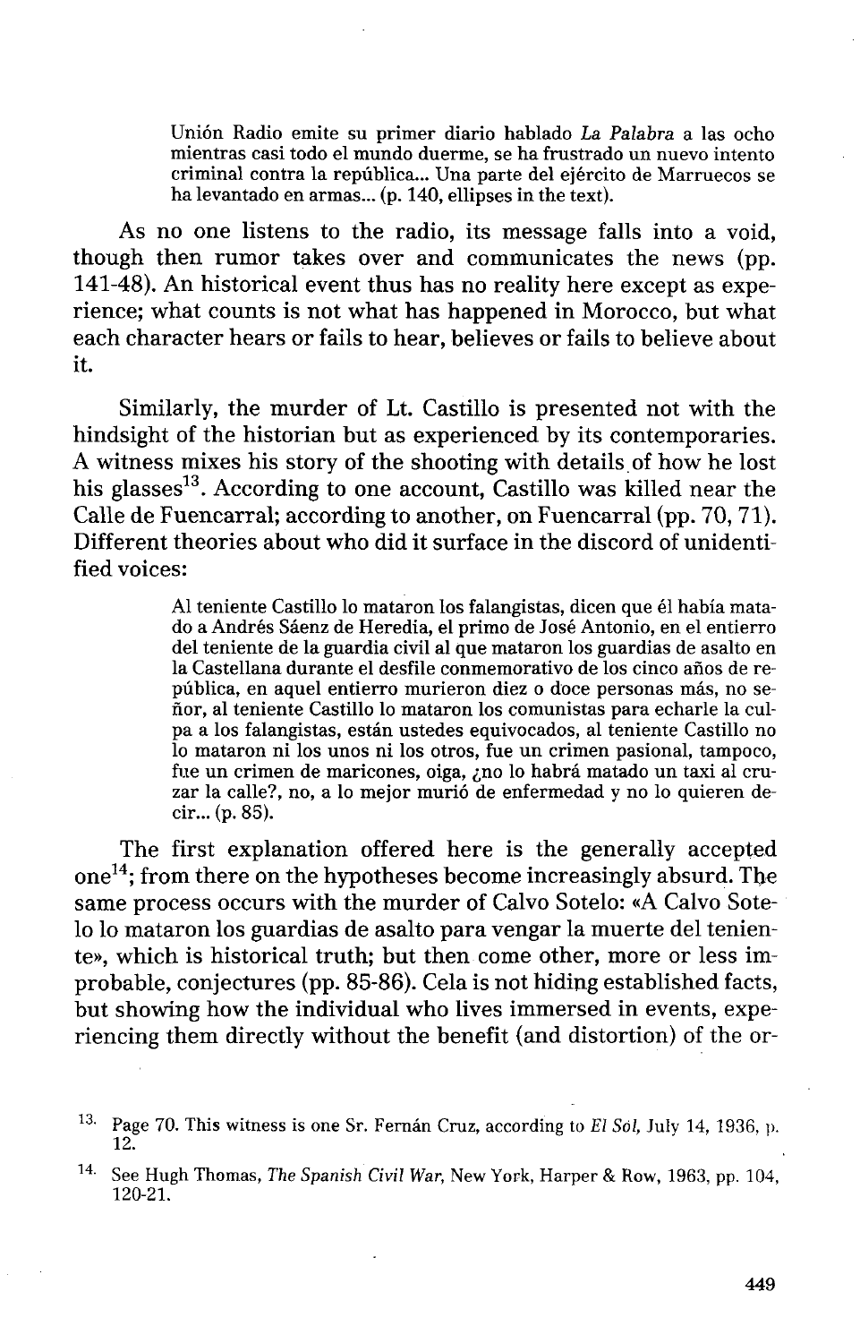> Unión Radio emite su primer diario hablado *La Palabra* a las ocho mientras casi todo el mundo duerme, se ha frustrado un nuevo intento criminal contra la república... Una parte del ejército de Marruecos se ha levantado en armas... (p. 140, ellipses in the text).

As no one listens to the radio, its message falls into a void, though then rumor takes over and communicates the news (pp. 141-48). An historical event thus has no reality here except as experience; what counts is not what has happened in Morocco, but what each character hears or fails to hear, believes or fails to believe about it.

Similarly, the murder of Lt. Castillo is presented not with the hindsight of the historian but as experienced by its contemporaries. A witness mixes his story of the shooting with details of how he lost his glasses[13]. According to one account, Castillo was killed near the Calle de Fuencarral; according to another, on Fuencarral (pp. 70, 71). Different theories about who did it surface in the discord of unidentified voices:

> Al teniente Castillo lo mataron los falangistas, dicen que él había matado a Andrés Sáenz de Heredia, el primo de José Antonio, en el entierro del teniente de la guardia civil al que mataron los guardias de asalto en la Castellana durante el desfile conmemorativo de los cinco años de república, en aquel entierro murieron diez o doce personas más, no señor, al teniente Castillo lo mataron los comunistas para echarle la culpa a los falangistas, están ustedes equivocados, al teniente Castillo no lo mataron ni los unos ni los otros, fue un crimen pasional, tampoco, fue un crimen de maricones, oiga, ¿no lo habrá matado un taxi al cruzar la calle?, no, a lo mejor murió de enfermedad y no lo quieren decir... (p. 85).

The first explanation offered here is the generally accepted one[14]; from there on the hypotheses become increasingly absurd. The same process occurs with the murder of Calvo Sotelo: «A Calvo Sotelo lo mataron los guardias de asalto para vengar la muerte del teniente», which is historical truth; but then come other, more or less improbable, conjectures (pp. 85-86). Cela is not hiding established facts, but showing how the individual who lives immersed in events, experiencing them directly without the benefit (and distortion) of the or-

---

13. Page 70. This witness is one Sr. Fernán Cruz, according to *El Sol*, July 14, 1936, p. 12.

14. See Hugh Thomas, *The Spanish Civil War*, New York, Harper & Row, 1963, pp. 104, 120-21.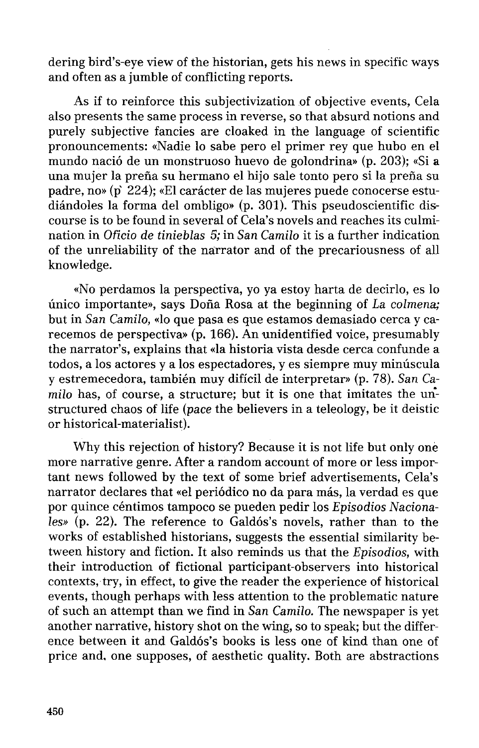dering bird's-eye view of the historian, gets his news in specific ways and often as a jumble of conflicting reports.

As if to reinforce this subjectivization of objective events, Cela also presents the same process in reverse, so that absurd notions and purely subjective fancies are cloaked in the language of scientific pronouncements: «Nadie lo sabe pero el primer rey que hubo en el mundo nació de un monstruoso huevo de golondrina» (p. 203); «Si a una mujer la preña su hermano el hijo sale tonto pero si la preña su padre, no» (p. 224); «El carácter de las mujeres puede conocerse estudiándoles la forma del ombligo» (p. 301). This pseudoscientific discourse is to be found in several of Cela's novels and reaches its culmination in *Oficio de tinieblas 5;* in *San Camilo* it is a further indication of the unreliability of the narrator and of the precariousness of all knowledge.

«No perdamos la perspectiva, yo ya estoy harta de decirlo, es lo único importante», says Doña Rosa at the beginning of *La colmena;* but in *San Camilo,* «lo que pasa es que estamos demasiado cerca y carecemos de perspectiva» (p. 166). An unidentified voice, presumably the narrator's, explains that «la historia vista desde cerca confunde a todos, a los actores y a los espectadores, y es siempre muy minúscula y estremecedora, también muy difícil de interpretar» (p. 78). *San Camilo* has, of course, a structure; but it is one that imitates the unstructured chaos of life (*pace* the believers in a teleology, be it deistic or historical-materialist).

Why this rejection of history? Because it is not life but only one more narrative genre. After a random account of more or less important news followed by the text of some brief advertisements, Cela's narrator declares that «el periódico no da para más, la verdad es que por quince céntimos tampoco se pueden pedir los *Episodios Nacionales*» (p. 22). The reference to Galdós's novels, rather than to the works of established historians, suggests the essential similarity between history and fiction. It also reminds us that the *Episodios,* with their introduction of fictional participant-observers into historical contexts, try, in effect, to give the reader the experience of historical events, though perhaps with less attention to the problematic nature of such an attempt than we find in *San Camilo.* The newspaper is yet another narrative, history shot on the wing, so to speak; but the difference between it and Galdós's books is less one of kind than one of price and, one supposes, of aesthetic quality. Both are abstractions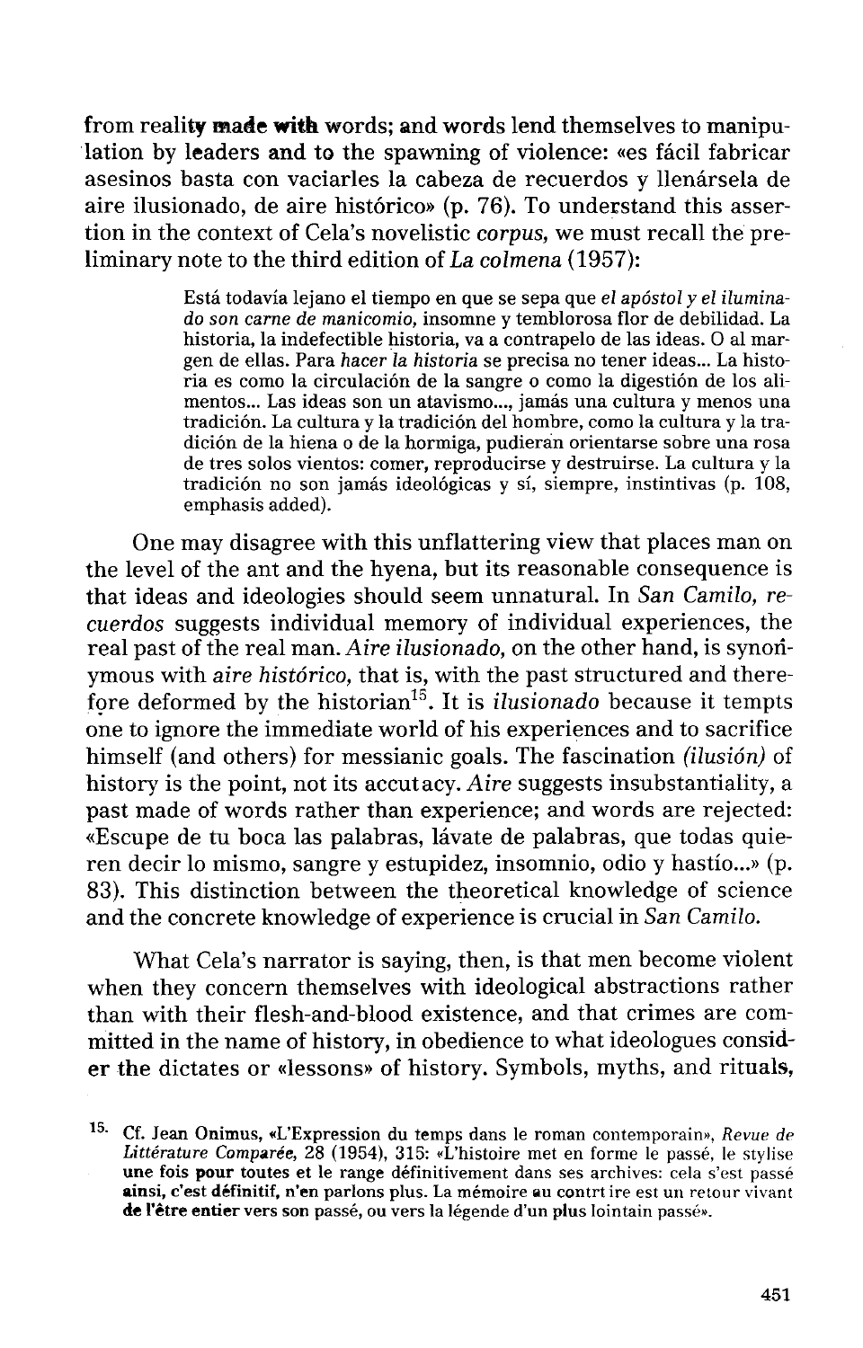from reality made with words; and words lend themselves to manipulation by leaders and to the spawning of violence: «es fácil fabricar asesinos basta con vaciarles la cabeza de recuerdos y llenársela de aire ilusionado, de aire histórico» (p. 76). To understand this assertion in the context of Cela's novelistic *corpus*, we must recall the preliminary note to the third edition of *La colmena* (1957):

> Está todavía lejano el tiempo en que se sepa que *el apóstol y el iluminado son carne de manicomio*, insomne y temblorosa flor de debilidad. La historia, la indefectible historia, va a contrapelo de las ideas. O al margen de ellas. Para *hacer la historia* se precisa no tener ideas... La historia es como la circulación de la sangre o como la digestión de los alimentos... Las ideas son un atavismo..., jamás una cultura y menos una tradición. La cultura y la tradición del hombre, como la cultura y la tradición de la hiena o de la hormiga, pudieran orientarse sobre una rosa de tres solos vientos: comer, reproducirse y destruirse. La cultura y la tradición no son jamás ideológicas y sí, siempre, instintivas (p. 108, emphasis added).

One may disagree with this unflattering view that places man on the level of the ant and the hyena, but its reasonable consequence is that ideas and ideologies should seem unnatural. In *San Camilo*, *recuerdos* suggests individual memory of individual experiences, the real past of the real man. *Aire ilusionado*, on the other hand, is synonymous with *aire histórico*, that is, with the past structured and therefore deformed by the historian[15]. It is *ilusionado* because it tempts one to ignore the immediate world of his experiences and to sacrifice himself (and others) for messianic goals. The fascination *(ilusión)* of history is the point, not its accutacy. *Aire* suggests insubstantiality, a past made of words rather than experience; and words are rejected: «Escupe de tu boca las palabras, lávate de palabras, que todas quieren decir lo mismo, sangre y estupidez, insomnio, odio y hastío...» (p. 83). This distinction between the theoretical knowledge of science and the concrete knowledge of experience is crucial in *San Camilo*.

What Cela's narrator is saying, then, is that men become violent when they concern themselves with ideological abstractions rather than with their flesh-and-blood existence, and that crimes are committed in the name of history, in obedience to what ideologues consider the dictates or «lessons» of history. Symbols, myths, and rituals,

---

15. Cf. Jean Onimus, «L'Expression du temps dans le roman contemporain», *Revue de Littérature Comparée*, 28 (1954), 315: «L'histoire met en forme le passé, le stylise une fois pour toutes et le range définitivement dans ses archives: cela s'est passé ainsi, c'est définitif, n'en parlons plus. La mémoire au contrt ire est un retour vivant de l'être entier vers son passé, ou vers la légende d'un plus lointain passé».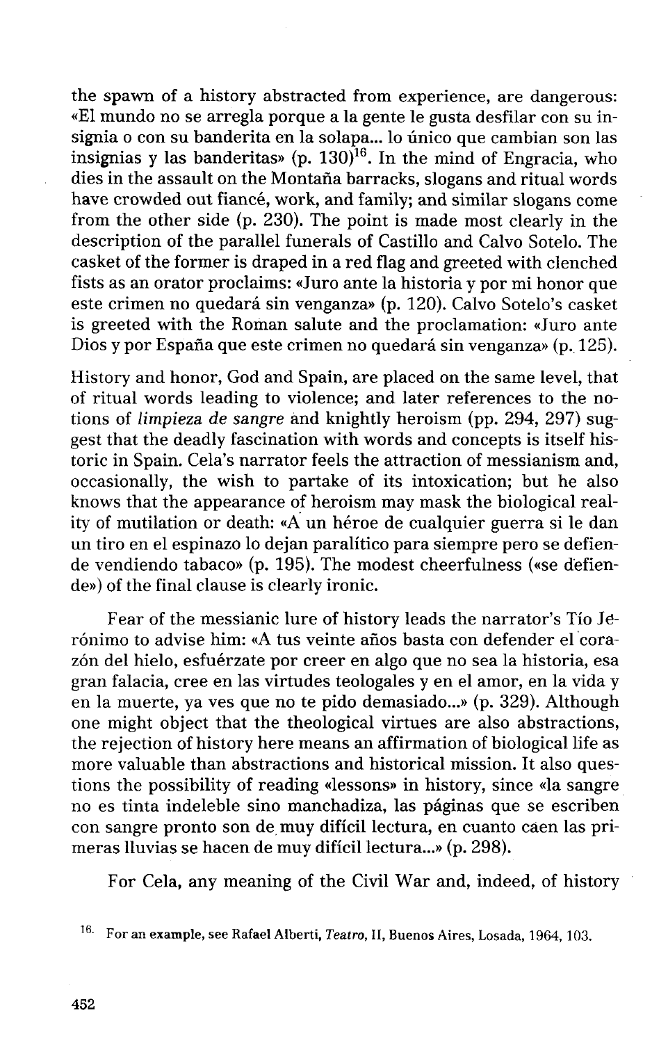the spawn of a history abstracted from experience, are dangerous: «El mundo no se arregla porque a la gente le gusta desfilar con su insignia o con su banderita en la solapa... lo único que cambian son las insignias y las banderitas» (p. 130)[16]. In the mind of Engracia, who dies in the assault on the Montaña barracks, slogans and ritual words have crowded out fiancé, work, and family; and similar slogans come from the other side (p. 230). The point is made most clearly in the description of the parallel funerals of Castillo and Calvo Sotelo. The casket of the former is draped in a red flag and greeted with clenched fists as an orator proclaims: «Juro ante la historia y por mi honor que este crimen no quedará sin venganza» (p. 120). Calvo Sotelo's casket is greeted with the Roman salute and the proclamation: «Juro ante Dios y por España que este crimen no quedará sin venganza» (p. 125).

History and honor, God and Spain, are placed on the same level, that of ritual words leading to violence; and later references to the notions of *limpieza de sangre* and knightly heroism (pp. 294, 297) suggest that the deadly fascination with words and concepts is itself historic in Spain. Cela's narrator feels the attraction of messianism and, occasionally, the wish to partake of its intoxication; but he also knows that the appearance of heroism may mask the biological reality of mutilation or death: «A un héroe de cualquier guerra si le dan un tiro en el espinazo lo dejan paralítico para siempre pero se defiende vendiendo tabaco» (p. 195). The modest cheerfulness («se defiende») of the final clause is clearly ironic.

Fear of the messianic lure of history leads the narrator's Tío Jerónimo to advise him: «A tus veinte años basta con defender el corazón del hielo, esfuérzate por creer en algo que no sea la historia, esa gran falacia, cree en las virtudes teologales y en el amor, en la vida y en la muerte, ya ves que no te pido demasiado...» (p. 329). Although one might object that the theological virtues are also abstractions, the rejection of history here means an affirmation of biological life as more valuable than abstractions and historical mission. It also questions the possibility of reading «lessons» in history, since «la sangre no es tinta indeleble sino manchadiza, las páginas que se escriben con sangre pronto son de muy difícil lectura, en cuanto caen las primeras lluvias se hacen de muy difícil lectura...» (p. 298).

For Cela, any meaning of the Civil War and, indeed, of history

16. For an example, see Rafael Alberti, *Teatro*, II, Buenos Aires, Losada, 1964, 103.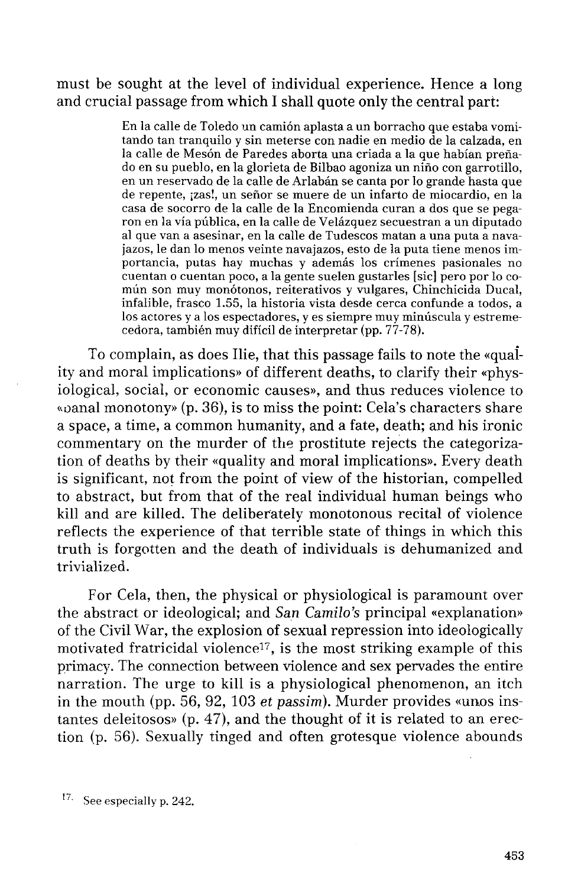must be sought at the level of individual experience. Hence a long and crucial passage from which I shall quote only the central part:

> En la calle de Toledo un camión aplasta a un borracho que estaba vomitando tan tranquilo y sin meterse con nadie en medio de la calzada, en la calle de Mesón de Paredes aborta una criada a la que habían preñado en su pueblo, en la glorieta de Bilbao agoniza un niño con garrotillo, en un reservado de la calle de Arlabán se canta por lo grande hasta que de repente, ¡zas!, un señor se muere de un infarto de miocardio, en la casa de socorro de la calle de la Encomienda curan a dos que se pegaron en la vía pública, en la calle de Velázquez secuestran a un diputado al que van a asesinar, en la calle de Tudescos matan a una puta a navajazos, le dan lo menos veinte navajazos, esto de la puta tiene menos importancia, putas hay muchas y además los crímenes pasionales no cuentan o cuentan poco, a la gente suelen gustarles [sic] pero por lo común son muy monótonos, reiterativos y vulgares, Chinchicida Ducal, infalible, frasco 1.55, la historia vista desde cerca confunde a todos, a los actores y a los espectadores, y es siempre muy minúscula y estremecedora, también muy difícil de interpretar (pp. 77-78).

To complain, as does Ilie, that this passage fails to note the «quality and moral implications» of different deaths, to clarify their «physiological, social, or economic causes», and thus reduces violence to «banal monotony» (p. 36), is to miss the point: Cela's characters share a space, a time, a common humanity, and a fate, death; and his ironic commentary on the murder of the prostitute rejects the categorization of deaths by their «quality and moral implications». Every death is significant, not from the point of view of the historian, compelled to abstract, but from that of the real individual human beings who kill and are killed. The deliberately monotonous recital of violence reflects the experience of that terrible state of things in which this truth is forgotten and the death of individuals is dehumanized and trivialized.

For Cela, then, the physical or physiological is paramount over the abstract or ideological; and *San Camilo's* principal «explanation» of the Civil War, the explosion of sexual repression into ideologically motivated fratricidal violence[17], is the most striking example of this primacy. The connection between violence and sex pervades the entire narration. The urge to kill is a physiological phenomenon, an itch in the mouth (pp. 56, 92, 103 *et passim*). Murder provides «unos instantes deleitosos» (p. 47), and the thought of it is related to an erection (p. 56). Sexually tinged and often grotesque violence abounds

[17]. See especially p. 242.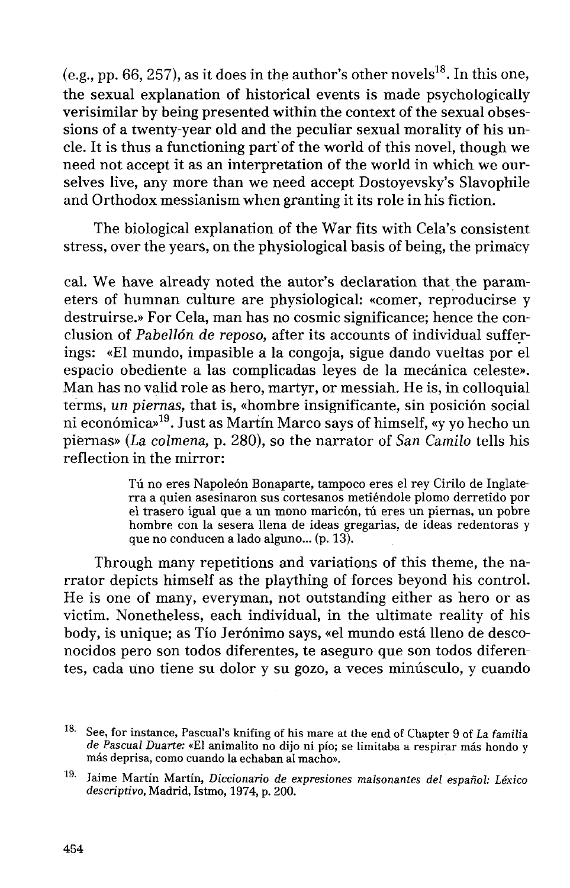(e.g., pp. 66, 257), as it does in the author's other novels[18]. In this one, the sexual explanation of historical events is made psychologically verisimilar by being presented within the context of the sexual obsessions of a twenty-year old and the peculiar sexual morality of his uncle. It is thus a functioning part of the world of this novel, though we need not accept it as an interpretation of the world in which we ourselves live, any more than we need accept Dostoyevsky's Slavophile and Orthodox messianism when granting it its role in his fiction.

The biological explanation of the War fits with Cela's consistent stress, over the years, on the physiological basis of being, the primacy

cal. We have already noted the autor's declaration that the parameters of humnan culture are physiological: «comer, reproducirse y destruirse.» For Cela, man has no cosmic significance; hence the conclusion of *Pabellón de reposo,* after its accounts of individual sufferings: «El mundo, impasible a la congoja, sigue dando vueltas por el espacio obediente a las complicadas leyes de la mecánica celeste». Man has no valid role as hero, martyr, or messiah. He is, in colloquial terms, *un piernas,* that is, «hombre insignificante, sin posición social ni económica»[19]. Just as Martín Marco says of himself, «y yo hecho un piernas» (*La colmena,* p. 280), so the narrator of *San Camilo* tells his reflection in the mirror:

> Tú no eres Napoleón Bonaparte, tampoco eres el rey Cirilo de Inglaterra a quien asesinaron sus cortesanos metiéndole plomo derretido por el trasero igual que a un mono maricón, tú eres un piernas, un pobre hombre con la sesera llena de ideas gregarias, de ideas redentoras y que no conducen a lado alguno... (p. 13).

Through many repetitions and variations of this theme, the narrator depicts himself as the plaything of forces beyond his control. He is one of many, everyman, not outstanding either as hero or as victim. Nonetheless, each individual, in the ultimate reality of his body, is unique; as Tío Jerónimo says, «el mundo está lleno de desconocidos pero son todos diferentes, te aseguro que son todos diferentes, cada uno tiene su dolor y su gozo, a veces minúsculo, y cuando

---

18. See, for instance, Pascual's knifing of his mare at the end of Chapter 9 of *La familia de Pascual Duarte:* «El animalito no dijo ni pío; se limitaba a respirar más hondo y más deprisa, como cuando la echaban al macho».

19. Jaime Martín Martín, *Diccionario de expresiones malsonantes del español: Léxico descriptivo,* Madrid, Istmo, 1974, p. 200.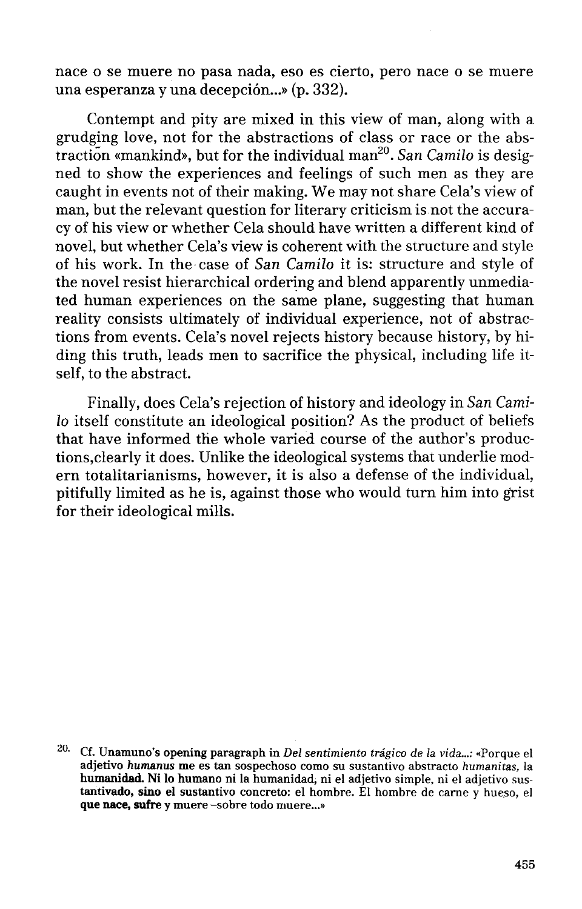nace o se muere no pasa nada, eso es cierto, pero nace o se muere una esperanza y una decepción...» (p. 332).

Contempt and pity are mixed in this view of man, along with a grudging love, not for the abstractions of class or race or the abstraction «mankind», but for the individual man[20]. *San Camilo* is designed to show the experiences and feelings of such men as they are caught in events not of their making. We may not share Cela's view of man, but the relevant question for literary criticism is not the accuracy of his view or whether Cela should have written a different kind of novel, but whether Cela's view is coherent with the structure and style of his work. In the case of *San Camilo* it is: structure and style of the novel resist hierarchical ordering and blend apparently unmediated human experiences on the same plane, suggesting that human reality consists ultimately of individual experience, not of abstractions from events. Cela's novel rejects history because history, by hiding this truth, leads men to sacrifice the physical, including life itself, to the abstract.

Finally, does Cela's rejection of history and ideology in *San Camilo* itself constitute an ideological position? As the product of beliefs that have informed the whole varied course of the author's productions,clearly it does. Unlike the ideological systems that underlie modern totalitarianisms, however, it is also a defense of the individual, pitifully limited as he is, against those who would turn him into grist for their ideological mills.

---

[20] Cf. Unamuno's opening paragraph in *Del sentimiento trágico de la vida...*: «Porque el adjetivo *humanus* me es tan sospechoso como su sustantivo abstracto *humanitas*, la humanidad. Ni lo humano ni la humanidad, ni el adjetivo simple, ni el adjetivo sustantivado, sino el sustantivo concreto: el hombre. El hombre de carne y hueso, el que nace, sufre y muere –sobre todo muere...»